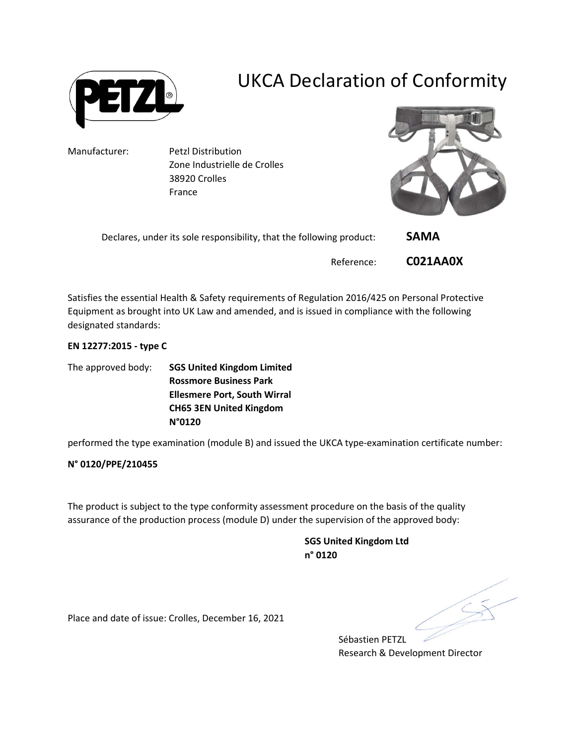# UKCA Declaration of Conformity

Manufacturer: Petzl Distribution
Zone Industrielle de Crolles
38920 Crolles
France

Declares, under its sole responsibility, that the following product: **SAMA**

Reference: **C021AA0X**

Satisfies the essential Health & Safety requirements of Regulation 2016/425 on Personal Protective Equipment as brought into UK Law and amended, and is issued in compliance with the following designated standards:

**EN 12277:2015 - type C**

The approved body: **SGS United Kingdom Limited**
**Rossmore Business Park**
**Ellesmere Port, South Wirral**
**CH65 3EN United Kingdom**
**N°0120**

performed the type examination (module B) and issued the UKCA type-examination certificate number:

**N° 0120/PPE/210455**

The product is subject to the type conformity assessment procedure on the basis of the quality assurance of the production process (module D) under the supervision of the approved body:

**SGS United Kingdom Ltd**
**n° 0120**

Place and date of issue: Crolles, December 16, 2021

Sébastien PETZL
Research & Development Director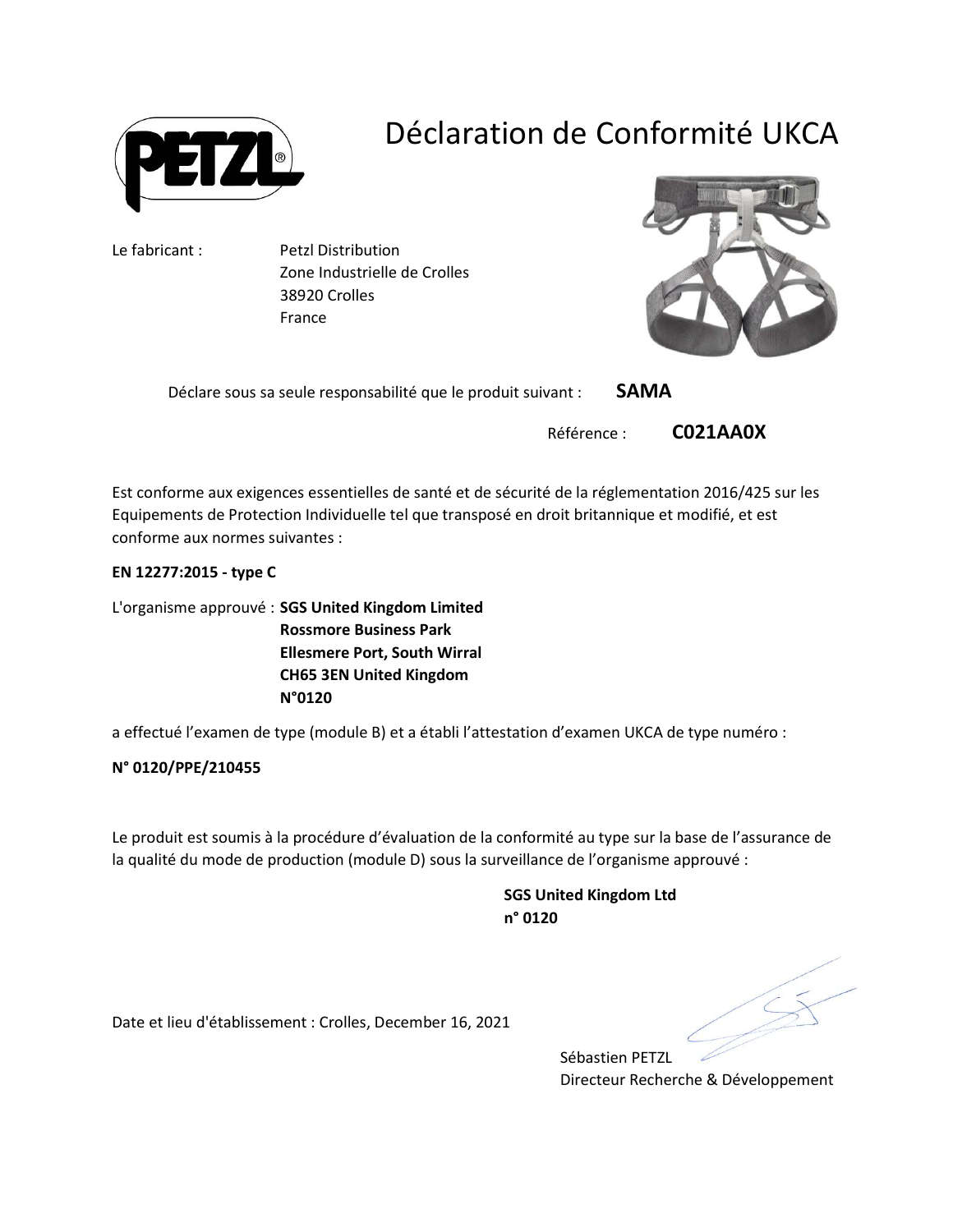# Déclaration de Conformité UKCA

Le fabricant : Petzl Distribution
Zone Industrielle de Crolles
38920 Crolles
France

Déclare sous sa seule responsabilité que le produit suivant : **SAMA**

Référence : **C021AA0X**

Est conforme aux exigences essentielles de santé et de sécurité de la réglementation 2016/425 sur les Equipements de Protection Individuelle tel que transposé en droit britannique et modifié, et est conforme aux normes suivantes :

**EN 12277:2015 - type C**

L'organisme approuvé : **SGS United Kingdom Limited**
**Rossmore Business Park**
**Ellesmere Port, South Wirral**
**CH65 3EN United Kingdom**
**N°0120**

a effectué l'examen de type (module B) et a établi l'attestation d'examen UKCA de type numéro :

**N° 0120/PPE/210455**

Le produit est soumis à la procédure d'évaluation de la conformité au type sur la base de l'assurance de la qualité du mode de production (module D) sous la surveillance de l'organisme approuvé :

**SGS United Kingdom Ltd**
**n° 0120**

Date et lieu d'établissement : Crolles, December 16, 2021

Sébastien PETZL
Directeur Recherche & Développement